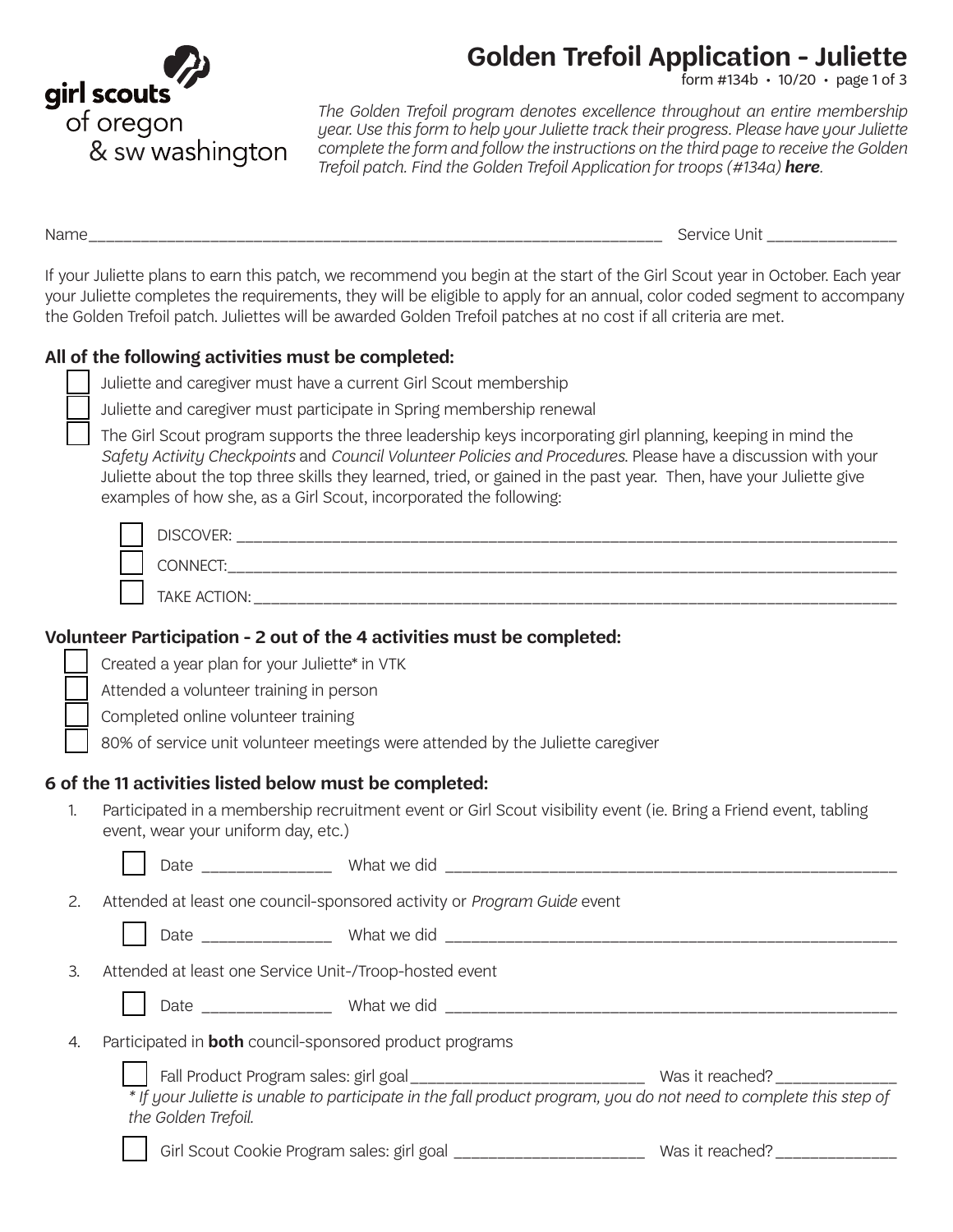girl scouts of oregon & sw washington

# Golden Trefoil Application - Juliette

form #134b • 10/20 • page 1 of 3

*The Golden Trefoil program denotes excellence throughout an entire membership year. Use this form to help your Juliette track their progress. Please have your Juliette complete the form and follow the instructions on the third page to receive the Golden Trefoil patch. Find the Golden Trefoil Application for troops (#134a)* ***here****.*

Name_______________________________________________________________________ Service Unit _______________

If your Juliette plans to earn this patch, we recommend you begin at the start of the Girl Scout year in October. Each year your Juliette completes the requirements, they will be eligible to apply for an annual, color coded segment to accompany the Golden Trefoil patch. Julilettes will be awarded Golden Trefoil patches at no cost if all criteria are met.

## All of the following activities must be completed:

- ☐ Juliette and caregiver must have a current Girl Scout membership
- ☐ Juliette and caregiver must participate in Spring membership renewal
- ☐ The Girl Scout program supports the three leadership keys incorporating girl planning, keeping in mind the *Safety Activity Checkpoints* and *Council Volunteer Policies and Procedures*. Please have a discussion with your Juliette about the top three skills they learned, tried, or gained in the past year. Then, have your Juliette give examples of how she, as a Girl Scout, incorporated the following:
  - ☐ DISCOVER: ______________________________________________________________________________
  - ☐ CONNECT:_______________________________________________________________________________
  - ☐ TAKE ACTION: ____________________________________________________________________________

## Volunteer Participation - 2 out of the 4 activities must be completed:

- ☐ Created a year plan for your Juliette* in VTK
- ☐ Attended a volunteer training in person
- ☐ Completed online volunteer training
- ☐ 80% of service unit volunteer meetings were attended by the Juliette caregiver

## 6 of the 11 activities listed below must be completed:

1. Participated in a membership recruitment event or Girl Scout visibility event (ie. Bring a Friend event, tabling event, wear your uniform day, etc.)

   ☐ Date _______________ What we did ______________________________________________________

2. Attended at least one council-sponsored activity or *Program Guide* event

   ☐ Date _______________ What we did ______________________________________________________

3. Attended at least one Service Unit-/Troop-hosted event

   ☐ Date _______________ What we did ______________________________________________________

4. Participated in **both** council-sponsored product programs

   ☐ Fall Product Program sales: girl goal___________________________ Was it reached? ______________

   *\* If your Juliette is unable to participate in the fall product program, you do not need to complete this step of the Golden Trefoil.*

   ☐ Girl Scout Cookie Program sales: girl goal ______________________ Was it reached? ______________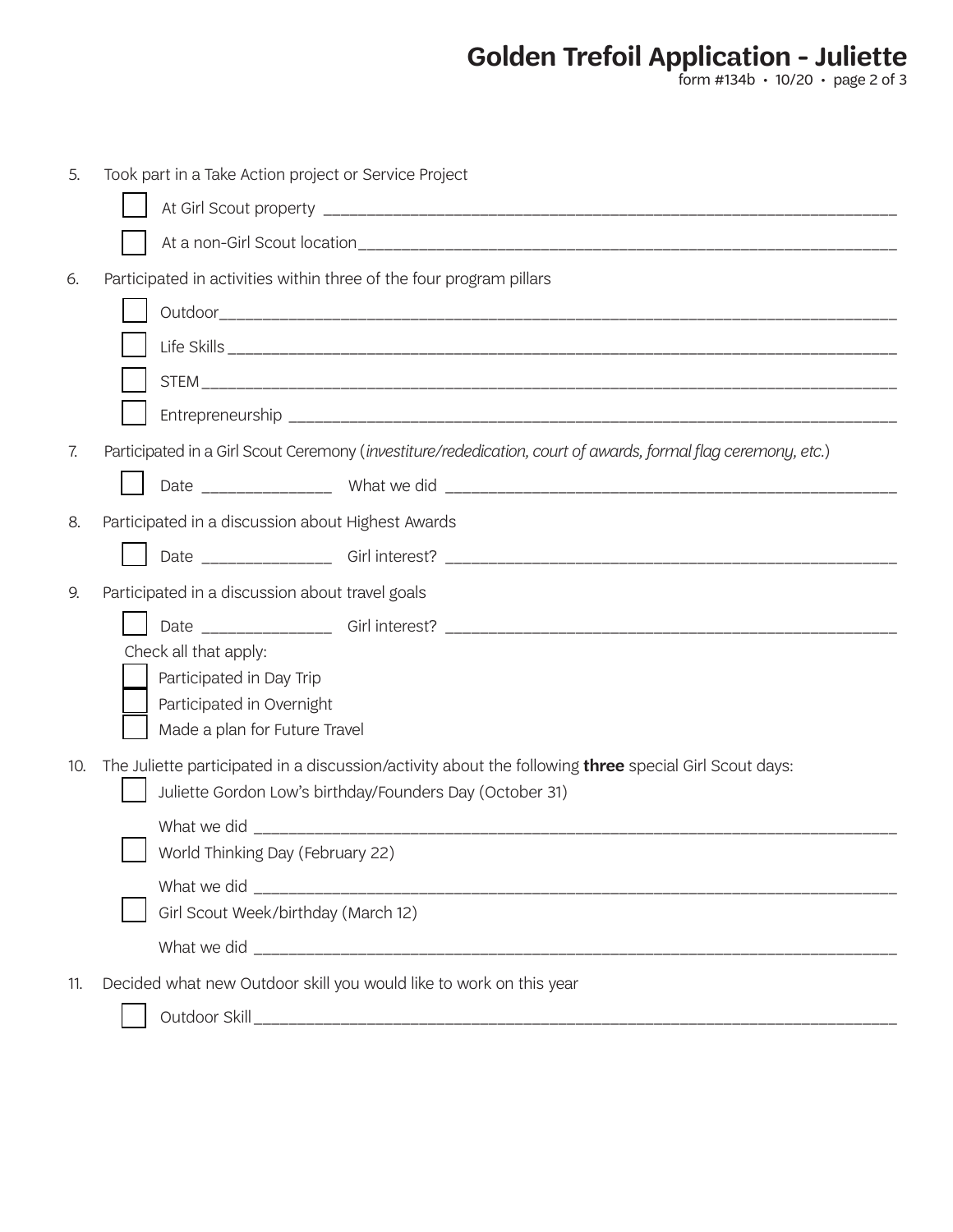# Golden Trefoil Application - Juliette

form #134b • 10/20

5. Took part in a Take Action project or Service Project
   - ☐ At Girl Scout property ______________________________
   - ☐ At a non-Girl Scout location______________________________
6. Participated in activities within three of the four program pillars
   - ☐ Outdoor______________________________
   - ☐ Life Skills ______________________________
   - ☐ STEM______________________________
   - ☐ Entrepreneurship ______________________________
7. Participated in a Girl Scout Ceremony (*investiture/rededication, court of awards, formal flag ceremony, etc.*)
   - ☐ Date _______________ What we did ______________________________
8. Participated in a discussion about Highest Awards
   - ☐ Date _______________ Girl interest? ______________________________
9. Participated in a discussion about travel goals
   - ☐ Date _______________ Girl interest? ______________________________

   Check all that apply:
   - ☐ Participated in Day Trip
   - ☐ Participated in Overnight
   - ☐ Made a plan for Future Travel
10. The Juliette participated in a discussion/activity about the following **three** special Girl Scout days:
    - ☐ Juliette Gordon Low's birthday/Founders Day (October 31)

      What we did ______________________________
    - ☐ World Thinking Day (February 22)

      What we did ______________________________
    - ☐ Girl Scout Week/birthday (March 12)

      What we did ______________________________
11. Decided what new Outdoor skill you would like to work on this year
    - ☐ Outdoor Skill______________________________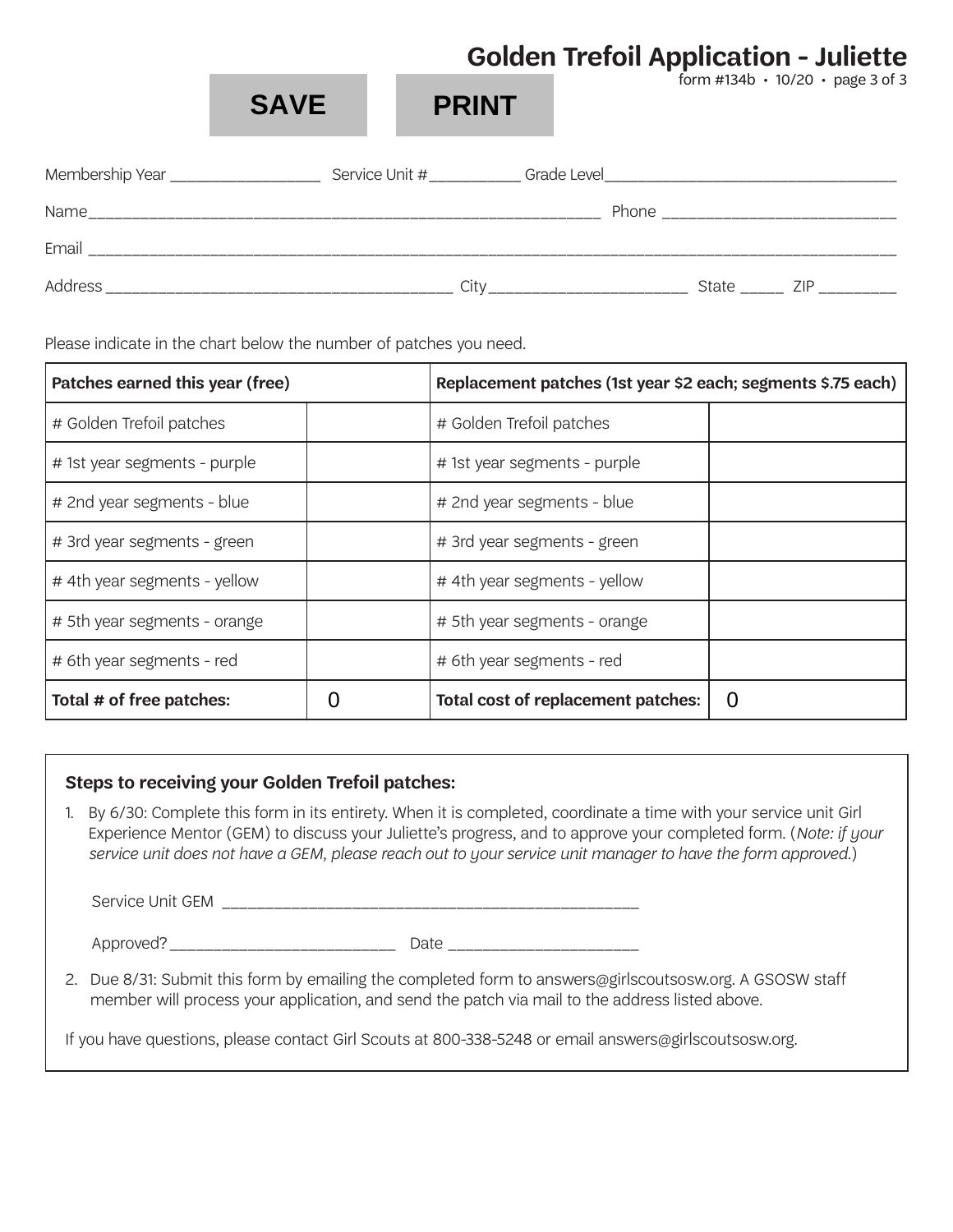# Golden Trefoil Application - Juliette

form #134b • 10/20

SAVE PRINT

Membership Year ________________ Service Unit # __________ Grade Level ________________________________

Name ________________________________________________________ Phone ________________________

Email ______________________________________________________________________________________

Address ______________________________________ City ____________________ State _____ ZIP ________

Please indicate in the chart below the number of patches you need.

| **Patches earned this year (free)** | | **Replacement patches (1st year $2 each; segments $.75 each)** | |
|---|---|---|---|
| # Golden Trefoil patches | | # Golden Trefoil patches | |
| # 1st year segments - purple | | # 1st year segments - purple | |
| # 2nd year segments - blue | | # 2nd year segments - blue | |
| # 3rd year segments - green | | # 3rd year segments - green | |
| # 4th year segments - yellow | | # 4th year segments - yellow | |
| # 5th year segments - orange | | # 5th year segments - orange | |
| # 6th year segments - red | | # 6th year segments - red | |
| **Total # of free patches:** | 0 | **Total cost of replacement patches:** | 0 |

### Steps to receiving your Golden Trefoil patches:

1. By 6/30: Complete this form in its entirety. When it is completed, coordinate a time with your service unit Girl Experience Mentor (GEM) to discuss your Juliette's progress, and to approve your completed form. (*Note: if your service unit does not have a GEM, please reach out to your service unit manager to have the form approved.*)

   Service Unit GEM ______________________________________________

   Approved? _________________________ Date _____________________

2. Due 8/31: Submit this form by emailing the completed form to answers@girlscoutsosw.org. A GSOSW staff member will process your application, and send the patch via mail to the address listed above.

If you have questions, please contact Girl Scouts at 800-338-5248 or email answers@girlscoutsosw.org.